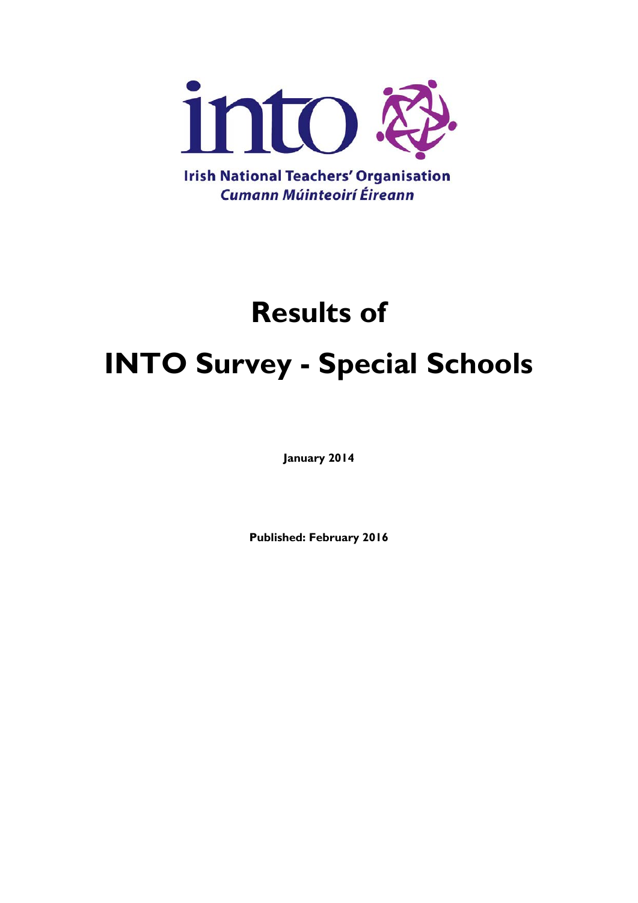into

Irish National Teachers' Organisation
*Cumann Múinteoirí Éireann*

# Results of

# INTO Survey - Special Schools

**January 2014**

**Published: February 2016**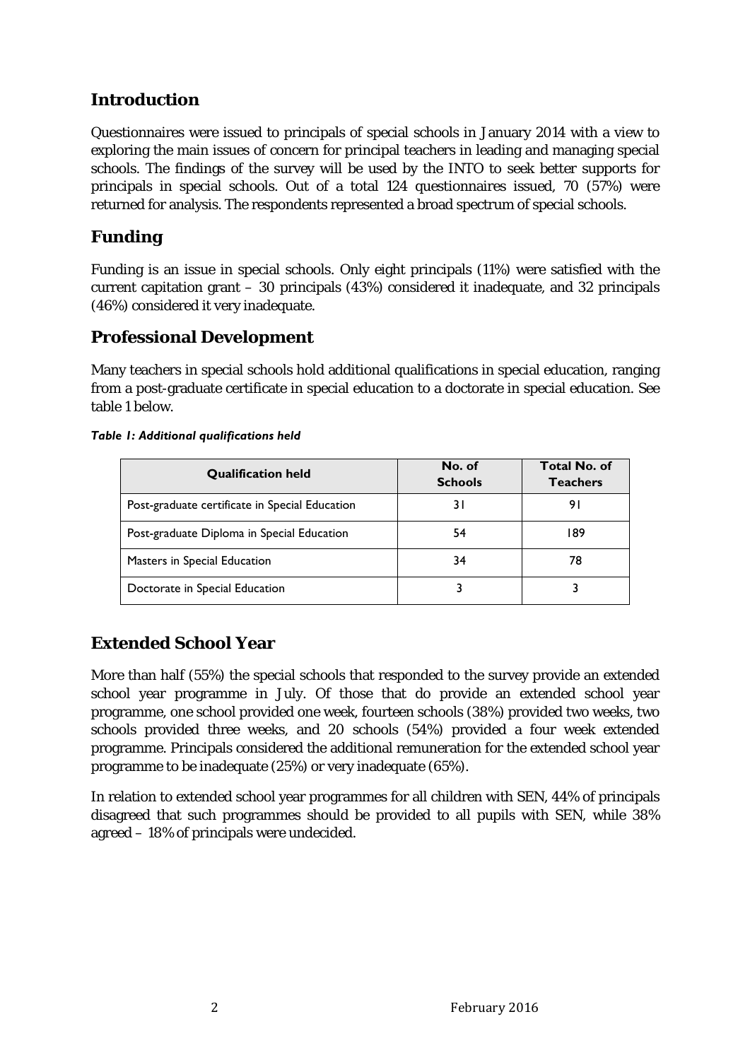## Introduction

Questionnaires were issued to principals of special schools in January 2014 with a view to exploring the main issues of concern for principal teachers in leading and managing special schools. The findings of the survey will be used by the INTO to seek better supports for principals in special schools. Out of a total 124 questionnaires issued, 70 (57%) were returned for analysis. The respondents represented a broad spectrum of special schools.

## Funding

Funding is an issue in special schools. Only eight principals (11%) were satisfied with the current capitation grant – 30 principals (43%) considered it inadequate, and 32 principals (46%) considered it very inadequate.

## Professional Development

Many teachers in special schools hold additional qualifications in special education, ranging from a post-graduate certificate in special education to a doctorate in special education. See table 1 below.

***Table 1: Additional qualifications held***

| Qualification held | No. of Schools | Total No. of Teachers |
|---|---|---|
| Post-graduate certificate in Special Education | 31 | 91 |
| Post-graduate Diploma in Special Education | 54 | 189 |
| Masters in Special Education | 34 | 78 |
| Doctorate in Special Education | 3 | 3 |

## Extended School Year

More than half (55%) the special schools that responded to the survey provide an extended school year programme in July. Of those that do provide an extended school year programme, one school provided one week, fourteen schools (38%) provided two weeks, two schools provided three weeks, and 20 schools (54%) provided a four week extended programme. Principals considered the additional remuneration for the extended school year programme to be inadequate (25%) or very inadequate (65%).

In relation to extended school year programmes for all children with SEN, 44% of principals disagreed that such programmes should be provided to all pupils with SEN, while 38% agreed – 18% of principals were undecided.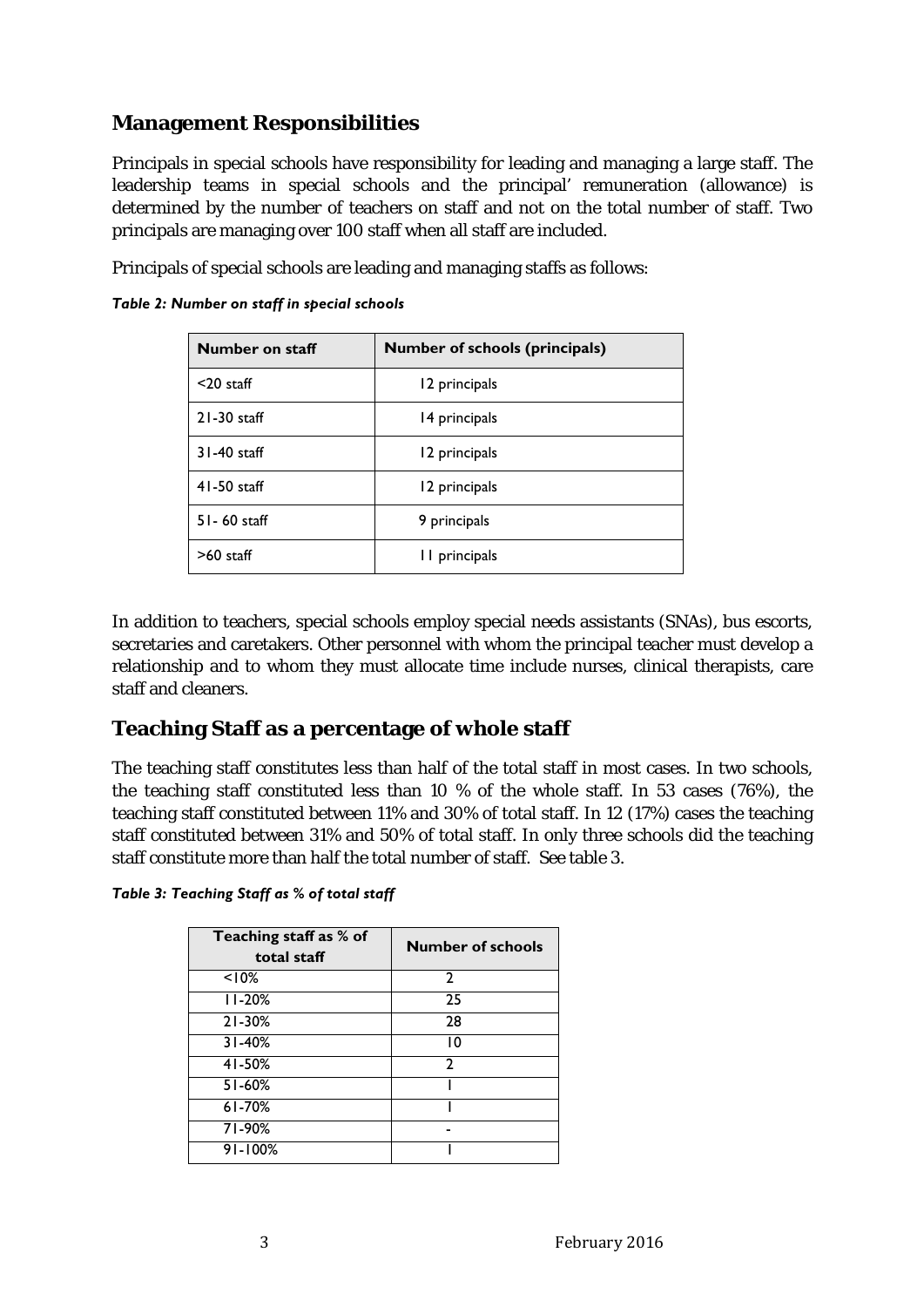## Management Responsibilities

Principals in special schools have responsibility for leading and managing a large staff. The leadership teams in special schools and the principal' remuneration (allowance) is determined by the number of teachers on staff and not on the total number of staff. Two principals are managing over 100 staff when all staff are included.

Principals of special schools are leading and managing staffs as follows:

*Table 2: Number on staff in special schools*

| Number on staff | Number of schools (principals) |
|---|---|
| <20 staff | 12 principals |
| 21-30 staff | 14 principals |
| 31-40 staff | 12 principals |
| 41-50 staff | 12 principals |
| 51- 60 staff | 9 principals |
| >60 staff | 11 principals |

In addition to teachers, special schools employ special needs assistants (SNAs), bus escorts, secretaries and caretakers. Other personnel with whom the principal teacher must develop a relationship and to whom they must allocate time include nurses, clinical therapists, care staff and cleaners.

## Teaching Staff as a percentage of whole staff

The teaching staff constitutes less than half of the total staff in most cases. In two schools, the teaching staff constituted less than 10 % of the whole staff. In 53 cases (76%), the teaching staff constituted between 11% and 30% of total staff. In 12 (17%) cases the teaching staff constituted between 31% and 50% of total staff. In only three schools did the teaching staff constitute more than half the total number of staff. See table 3.

*Table 3: Teaching Staff as % of total staff*

| Teaching staff as % of total staff | Number of schools |
|---|---|
| <10% | 2 |
| 11-20% | 25 |
| 21-30% | 28 |
| 31-40% | 10 |
| 41-50% | 2 |
| 51-60% | 1 |
| 61-70% | 1 |
| 71-90% | - |
| 91-100% | 1 |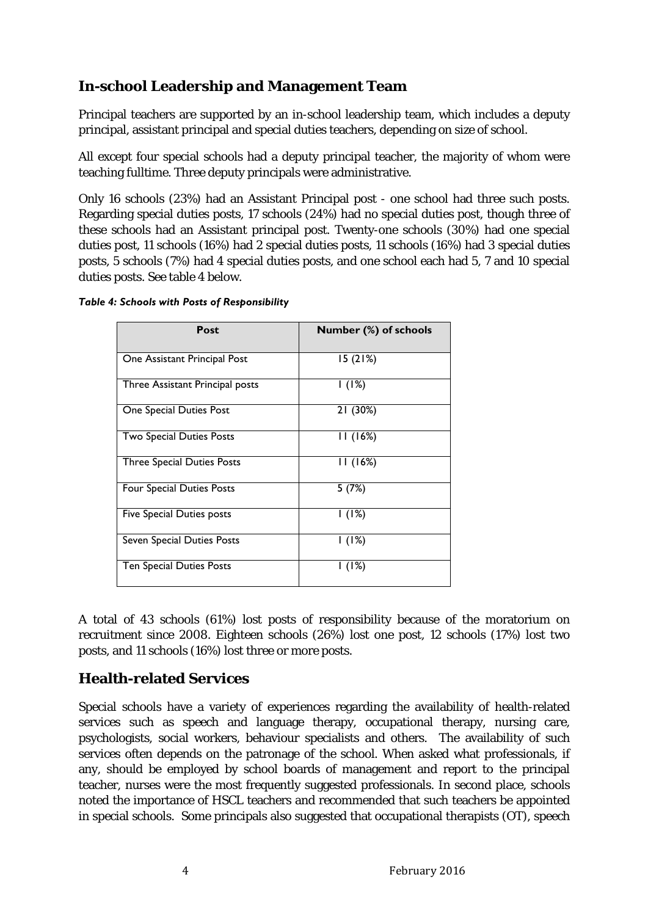## In-school Leadership and Management Team

Principal teachers are supported by an in-school leadership team, which includes a deputy principal, assistant principal and special duties teachers, depending on size of school.

All except four special schools had a deputy principal teacher, the majority of whom were teaching fulltime. Three deputy principals were administrative.

Only 16 schools (23%) had an Assistant Principal post - one school had three such posts. Regarding special duties posts, 17 schools (24%) had no special duties post, though three of these schools had an Assistant principal post. Twenty-one schools (30%) had one special duties post, 11 schools (16%) had 2 special duties posts, 11 schools (16%) had 3 special duties posts, 5 schools (7%) had 4 special duties posts, and one school each had 5, 7 and 10 special duties posts. See table 4 below.

***Table 4: Schools with Posts of Responsibility***

| Post | Number (%) of schools |
|---|---|
| One Assistant Principal Post | 15 (21%) |
| Three Assistant Principal posts | 1 (1%) |
| One Special Duties Post | 21 (30%) |
| Two Special Duties Posts | 11 (16%) |
| Three Special Duties Posts | 11 (16%) |
| Four Special Duties Posts | 5 (7%) |
| Five Special Duties posts | 1 (1%) |
| Seven Special Duties Posts | 1 (1%) |
| Ten Special Duties Posts | 1 (1%) |

A total of 43 schools (61%) lost posts of responsibility because of the moratorium on recruitment since 2008. Eighteen schools (26%) lost one post, 12 schools (17%) lost two posts, and 11 schools (16%) lost three or more posts.

## Health-related Services

Special schools have a variety of experiences regarding the availability of health-related services such as speech and language therapy, occupational therapy, nursing care, psychologists, social workers, behaviour specialists and others. The availability of such services often depends on the patronage of the school. When asked what professionals, if any, should be employed by school boards of management and report to the principal teacher, nurses were the most frequently suggested professionals. In second place, schools noted the importance of HSCL teachers and recommended that such teachers be appointed in special schools. Some principals also suggested that occupational therapists (OT), speech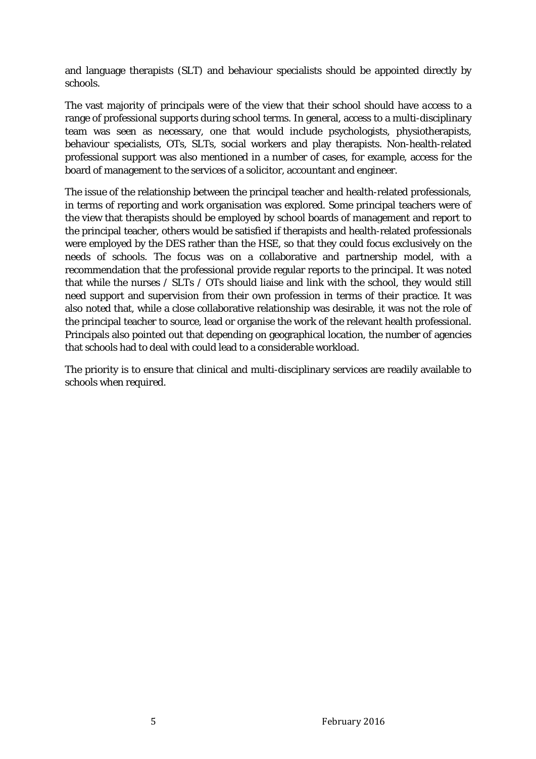and language therapists (SLT) and behaviour specialists should be appointed directly by schools.

The vast majority of principals were of the view that their school should have access to a range of professional supports during school terms. In general, access to a multi-disciplinary team was seen as necessary, one that would include psychologists, physiotherapists, behaviour specialists, OTs, SLTs, social workers and play therapists. Non-health-related professional support was also mentioned in a number of cases, for example, access for the board of management to the services of a solicitor, accountant and engineer.

The issue of the relationship between the principal teacher and health-related professionals, in terms of reporting and work organisation was explored. Some principal teachers were of the view that therapists should be employed by school boards of management and report to the principal teacher, others would be satisfied if therapists and health-related professionals were employed by the DES rather than the HSE, so that they could focus exclusively on the needs of schools. The focus was on a collaborative and partnership model, with a recommendation that the professional provide regular reports to the principal. It was noted that while the nurses / SLTs / OTs should liaise and link with the school, they would still need support and supervision from their own profession in terms of their practice. It was also noted that, while a close collaborative relationship was desirable, it was not the role of the principal teacher to source, lead or organise the work of the relevant health professional. Principals also pointed out that depending on geographical location, the number of agencies that schools had to deal with could lead to a considerable workload.

The priority is to ensure that clinical and multi-disciplinary services are readily available to schools when required.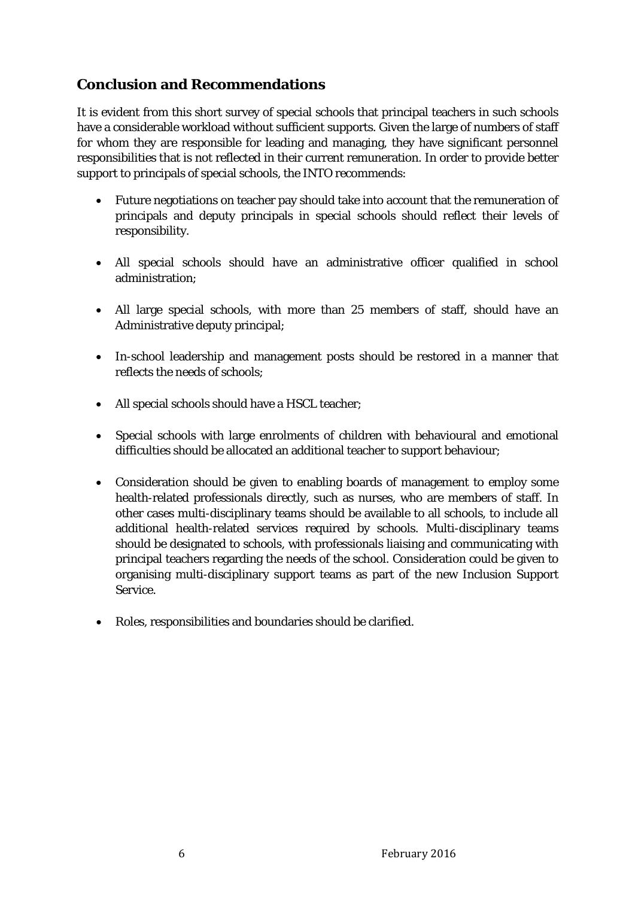## Conclusion and Recommendations

It is evident from this short survey of special schools that principal teachers in such schools have a considerable workload without sufficient supports. Given the large of numbers of staff for whom they are responsible for leading and managing, they have significant personnel responsibilities that is not reflected in their current remuneration. In order to provide better support to principals of special schools, the INTO recommends:

- Future negotiations on teacher pay should take into account that the remuneration of principals and deputy principals in special schools should reflect their levels of responsibility.
- All special schools should have an administrative officer qualified in school administration;
- All large special schools, with more than 25 members of staff, should have an Administrative deputy principal;
- In-school leadership and management posts should be restored in a manner that reflects the needs of schools;
- All special schools should have a HSCL teacher;
- Special schools with large enrolments of children with behavioural and emotional difficulties should be allocated an additional teacher to support behaviour;
- Consideration should be given to enabling boards of management to employ some health-related professionals directly, such as nurses, who are members of staff. In other cases multi-disciplinary teams should be available to all schools, to include all additional health-related services required by schools. Multi-disciplinary teams should be designated to schools, with professionals liaising and communicating with principal teachers regarding the needs of the school. Consideration could be given to organising multi-disciplinary support teams as part of the new Inclusion Support Service.
- Roles, responsibilities and boundaries should be clarified.